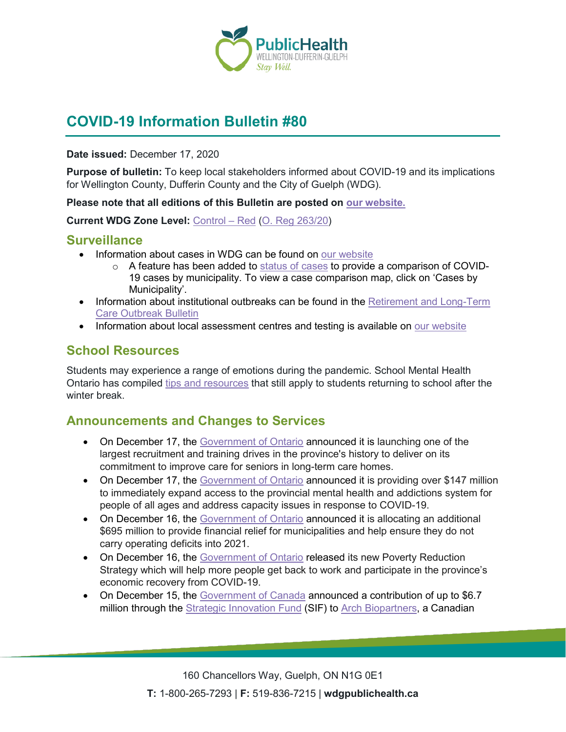# COVID-19 Information Bulletin #80

**Date issued:** December 17, 2020

**Purpose of bulletin:** To keep local stakeholders informed about COVID-19 and its implications for Wellington County, Dufferin County and the City of Guelph (WDG).

**Please note that all editions of this Bulletin are posted on our website.**

**Current WDG Zone Level:** Control – Red (O. Reg 263/20)

## Surveillance

- Information about cases in WDG can be found on our website
  - A feature has been added to status of cases to provide a comparison of COVID-19 cases by municipality. To view a case comparison map, click on 'Cases by Municipality'.
- Information about institutional outbreaks can be found in the Retirement and Long-Term Care Outbreak Bulletin
- Information about local assessment centres and testing is available on our website

## School Resources

Students may experience a range of emotions during the pandemic. School Mental Health Ontario has compiled tips and resources that still apply to students returning to school after the winter break.

## Announcements and Changes to Services

- On December 17, the Government of Ontario announced it is launching one of the largest recruitment and training drives in the province's history to deliver on its commitment to improve care for seniors in long-term care homes.
- On December 17, the Government of Ontario announced it is providing over $147 million to immediately expand access to the provincial mental health and addictions system for people of all ages and address capacity issues in response to COVID-19.
- On December 16, the Government of Ontario announced it is allocating an additional $695 million to provide financial relief for municipalities and help ensure they do not carry operating deficits into 2021.
- On December 16, the Government of Ontario released its new Poverty Reduction Strategy which will help more people get back to work and participate in the province's economic recovery from COVID-19.
- On December 15, the Government of Canada announced a contribution of up to $6.7 million through the Strategic Innovation Fund (SIF) to Arch Biopartners, a Canadian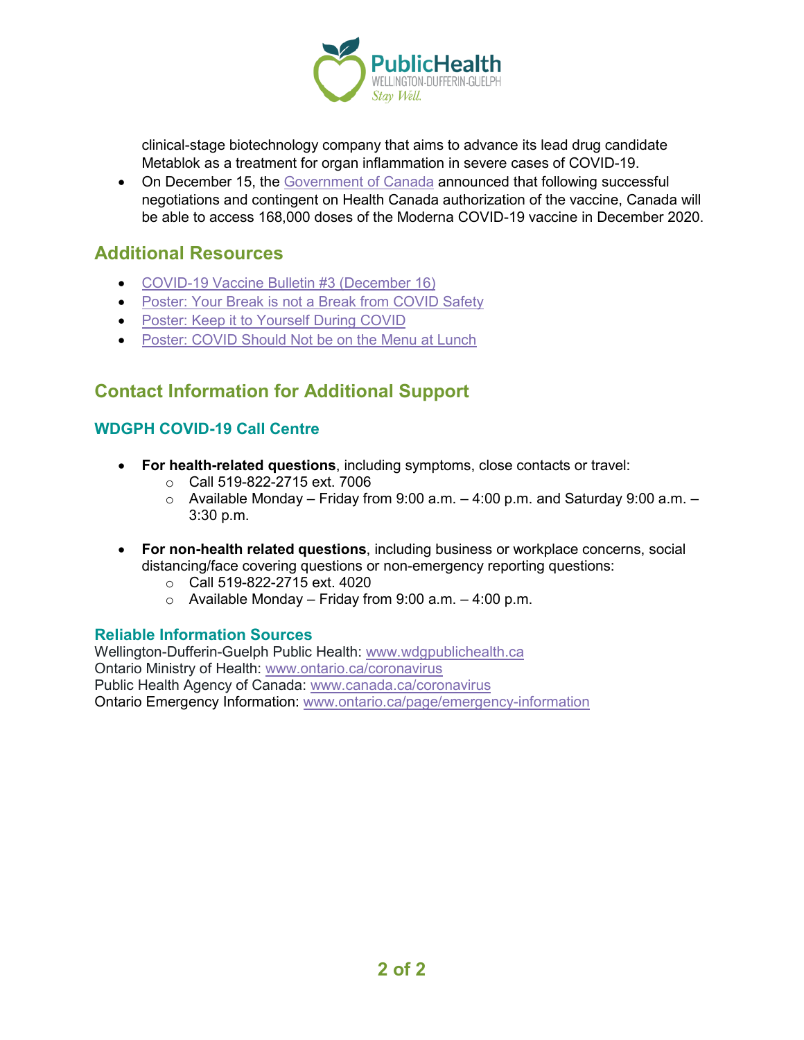clinical-stage biotechnology company that aims to advance its lead drug candidate Metablok as a treatment for organ inflammation in severe cases of COVID-19.

- On December 15, the Government of Canada announced that following successful negotiations and contingent on Health Canada authorization of the vaccine, Canada will be able to access 168,000 doses of the Moderna COVID-19 vaccine in December 2020.

## Additional Resources

- COVID-19 Vaccine Bulletin #3 (December 16)
- Poster: Your Break is not a Break from COVID Safety
- Poster: Keep it to Yourself During COVID
- Poster: COVID Should Not be on the Menu at Lunch

## Contact Information for Additional Support

### WDGPH COVID-19 Call Centre

- **For health-related questions**, including symptoms, close contacts or travel:
  - Call 519-822-2715 ext. 7006
  - Available Monday – Friday from 9:00 a.m. – 4:00 p.m. and Saturday 9:00 a.m. – 3:30 p.m.

- **For non-health related questions**, including business or workplace concerns, social distancing/face covering questions or non-emergency reporting questions:
  - Call 519-822-2715 ext. 4020
  - Available Monday – Friday from 9:00 a.m. – 4:00 p.m.

### Reliable Information Sources

Wellington-Dufferin-Guelph Public Health: www.wdgpublichealth.ca
Ontario Ministry of Health: www.ontario.ca/coronavirus
Public Health Agency of Canada: www.canada.ca/coronavirus
Ontario Emergency Information: www.ontario.ca/page/emergency-information